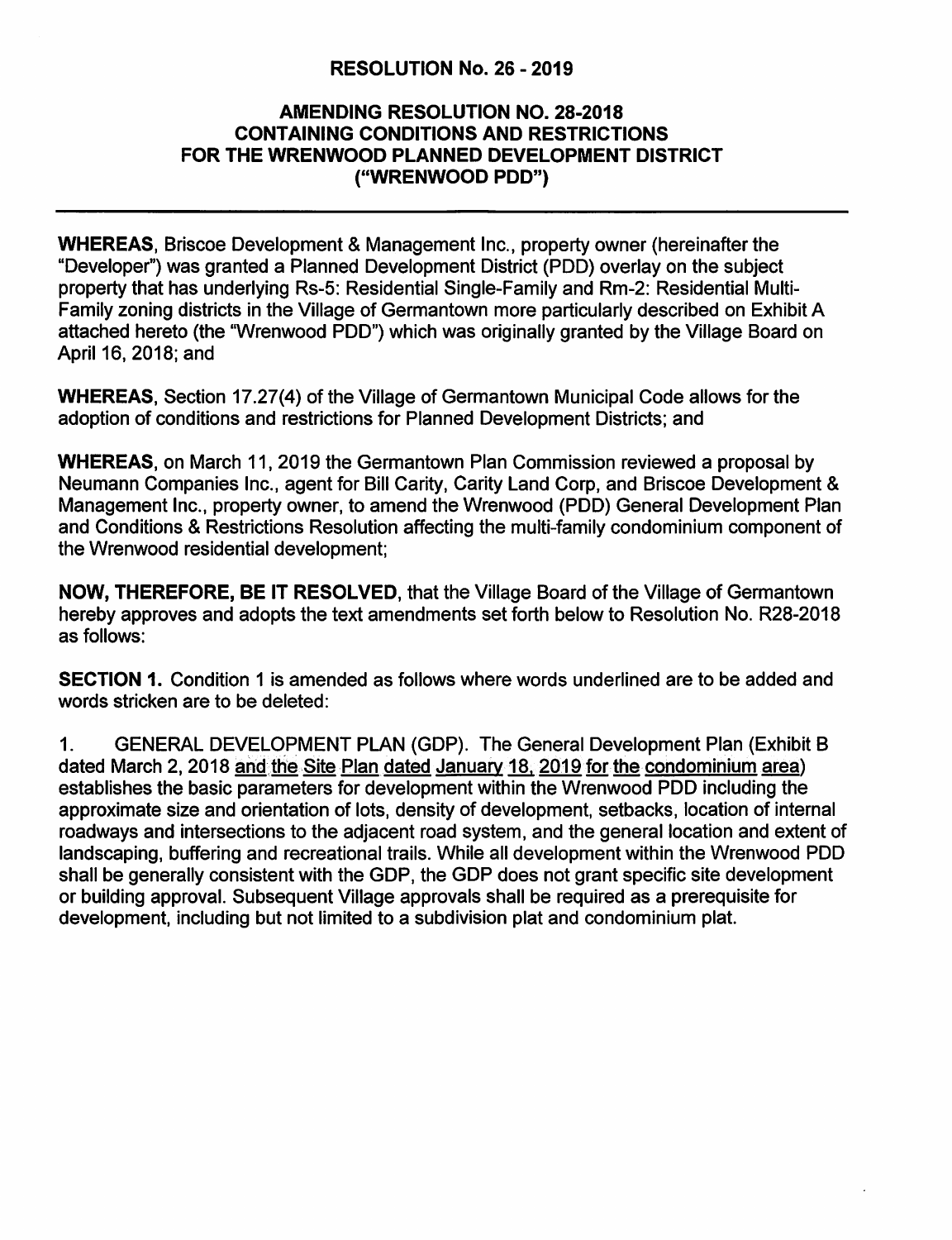# RESOLUTION No. 26 - 2019

## AMENDING RESOLUTION NO. 28-2018 CONTAINING CONDITIONS AND RESTRICTIONS FOR THE WRENWOOD PLANNED DEVELOPMENT DISTRICT ("WRENWOOD PDD")

**WHEREAS**, Briscoe Development & Management Inc., property owner (hereinafter the "Developer") was granted a Planned Development District (PDD) overlay on the subject property that has underlying Rs-5: Residential Single-Family and Rm-2: Residential Multi-Family zoning districts in the Village of Germantown more particularly described on Exhibit A attached hereto (the "Wrenwood PDD") which was originally granted by the Village Board on April 16, 2018; and

**WHEREAS**, Section 17.27(4) of the Village of Germantown Municipal Code allows for the adoption of conditions and restrictions for Planned Development Districts; and

**WHEREAS**, on March 11, 2019 the Germantown Plan Commission reviewed a proposal by Neumann Companies Inc., agent for Bill Carity, Carity Land Corp, and Briscoe Development & Management Inc., property owner, to amend the Wrenwood (PDD) General Development Plan and Conditions & Restrictions Resolution affecting the multi-family condominium component of the Wrenwood residential development;

**NOW, THEREFORE, BE IT RESOLVED**, that the Village Board of the Village of Germantown hereby approves and adopts the text amendments set forth below to Resolution No. R28-2018 as follows:

**SECTION 1.** Condition 1 is amended as follows where words underlined are to be added and words stricken are to be deleted:

1. GENERAL DEVELOPMENT PLAN (GDP). The General Development Plan (Exhibit B dated March 2, 2018 <u>and the Site Plan dated January 18, 2019 for the condominium area</u>) establishes the basic parameters for development within the Wrenwood PDD including the approximate size and orientation of lots, density of development, setbacks, location of internal roadways and intersections to the adjacent road system, and the general location and extent of landscaping, buffering and recreational trails. While all development within the Wrenwood PDD shall be generally consistent with the GDP, the GDP does not grant specific site development or building approval. Subsequent Village approvals shall be required as a prerequisite for development, including but not limited to a subdivision plat and condominium plat.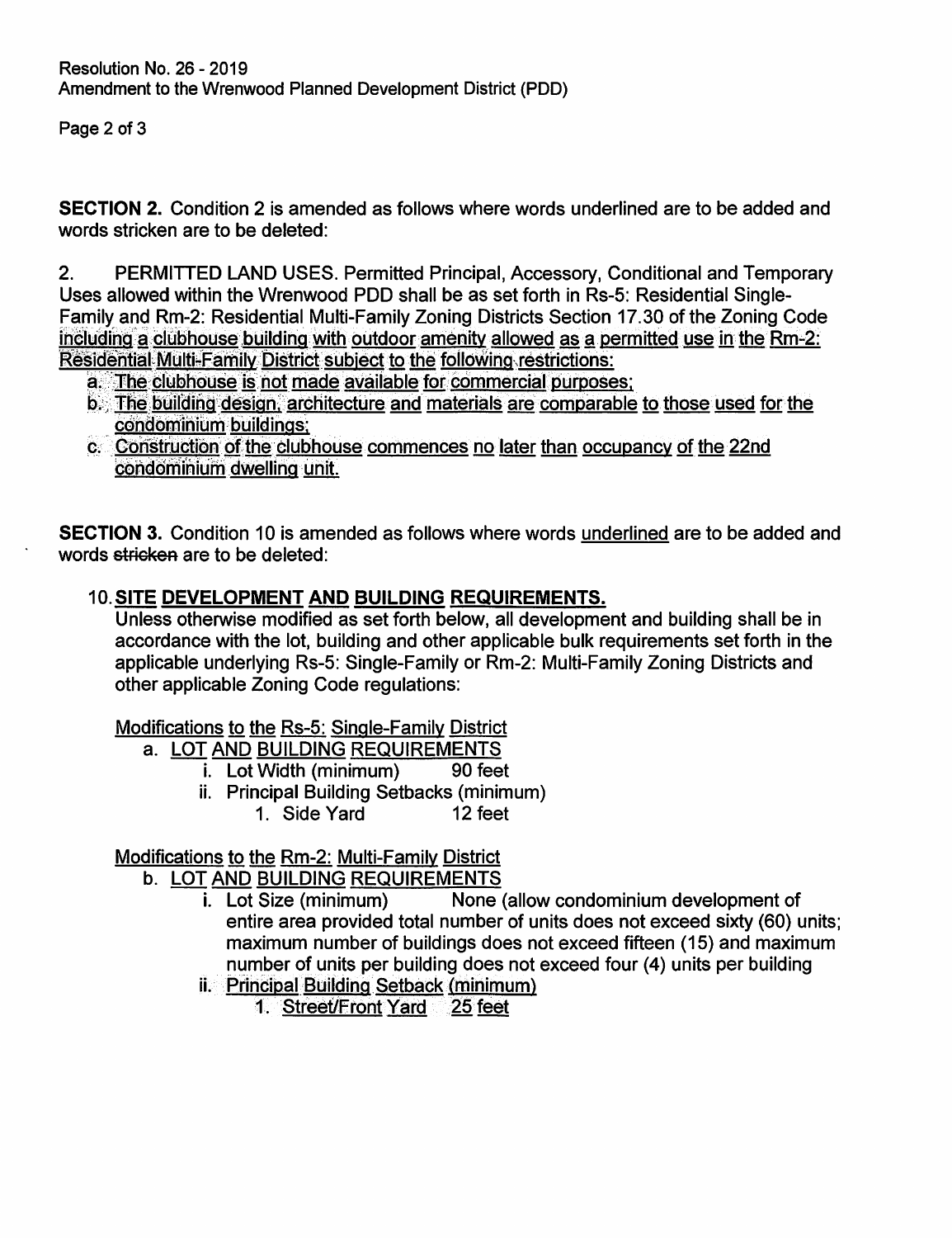Resolution No. 26 - 2019
Amendment to the Wrenwood Planned Development District (PDD)

**SECTION 2.** Condition 2 is amended as follows where words underlined are to be added and words stricken are to be deleted:

2. PERMITTED LAND USES. Permitted Principal, Accessory, Conditional and Temporary Uses allowed within the Wrenwood PDD shall be as set forth in Rs-5: Residential Single-Family and Rm-2: Residential Multi-Family Zoning Districts Section 17.30 of the Zoning Code <u>including a clubhouse building with outdoor amenity allowed as a permitted use in the Rm-2: Residential Multi-Family District subject to the following restrictions:</u>

   a. <u>The clubhouse is not made available for commercial purposes;</u>
   b. <u>The building design, architecture and materials are comparable to those used for the condominium buildings;</u>
   c. <u>Construction of the clubhouse commences no later than occupancy of the 22nd condominium dwelling unit.</u>

**SECTION 3.** Condition 10 is amended as follows where words <u>underlined</u> are to be added and words ~~stricken~~ are to be deleted:

10. **<u>SITE DEVELOPMENT AND BUILDING REQUIREMENTS.</u>**
Unless otherwise modified as set forth below, all development and building shall be in accordance with the lot, building and other applicable bulk requirements set forth in the applicable underlying Rs-5: Single-Family or Rm-2: Multi-Family Zoning Districts and other applicable Zoning Code regulations:

<u>Modifications to the Rs-5: Single-Family District</u>

a. <u>LOT AND BUILDING REQUIREMENTS</u>
   i. Lot Width (minimum) 90 feet
   ii. Principal Building Setbacks (minimum)
      1. Side Yard 12 feet

<u>Modifications to the Rm-2: Multi-Family District</u>

b. <u>LOT AND BUILDING REQUIREMENTS</u>
   i. Lot Size (minimum) None (allow condominium development of entire area provided total number of units does not exceed sixty (60) units; maximum number of buildings does not exceed fifteen (15) and maximum number of units per building does not exceed four (4) units per building
   ii. <u>Principal Building Setback (minimum)</u>
      1. <u>Street/Front Yard 25 feet</u>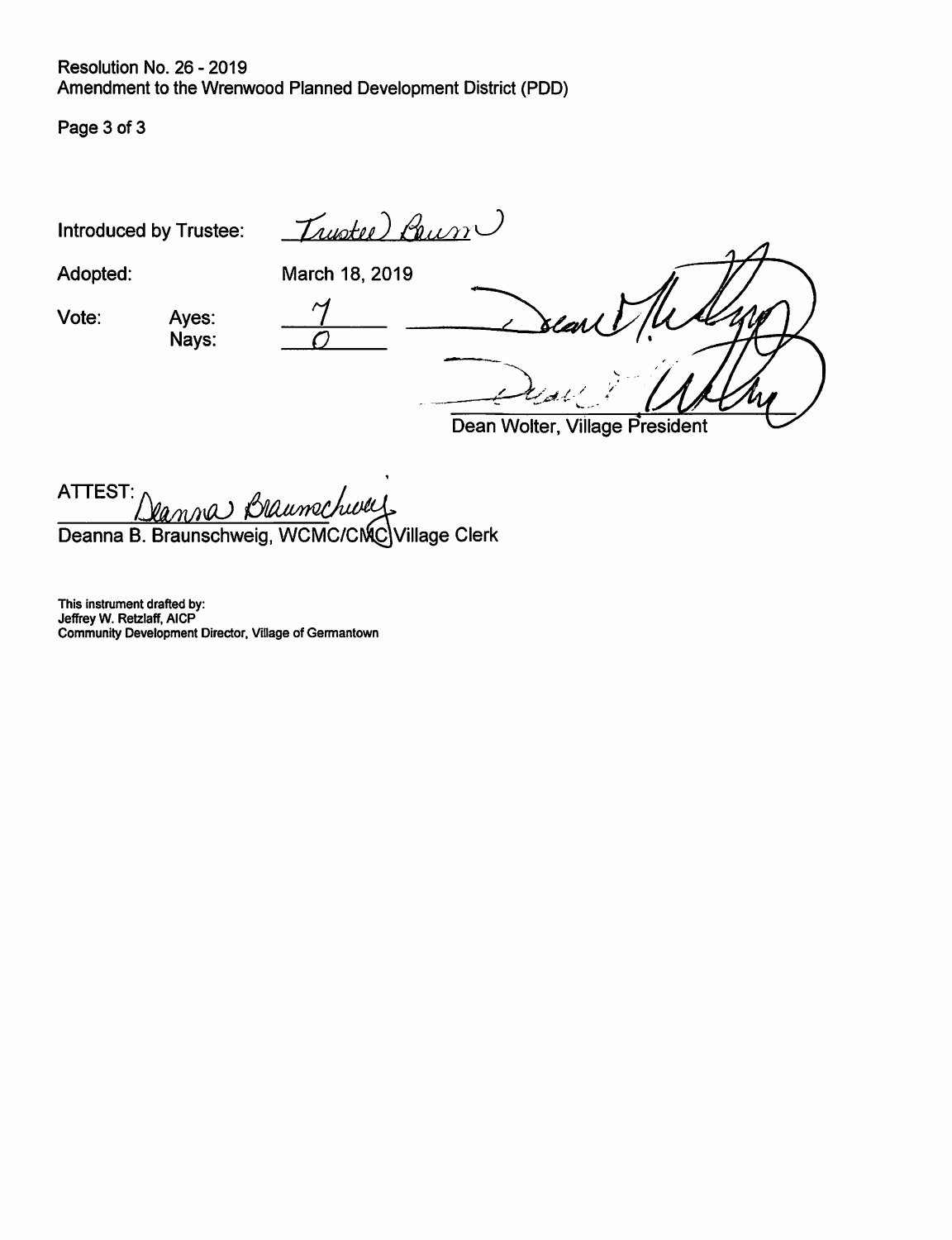Resolution No. 26 - 2019
Amendment to the Wrenwood Planned Development District (PDD)

Introduced by Trustee: Trustee Baum

Adopted: March 18, 2019

Vote: Ayes: 7
Nays: 0

Dean Wolter, Village President

ATTEST: Deanna Braunschweig
Deanna B. Braunschweig, WCMC/CMC Village Clerk

This instrument drafted by:
Jeffrey W. Retzlaff, AICP
Community Development Director, Village of Germantown